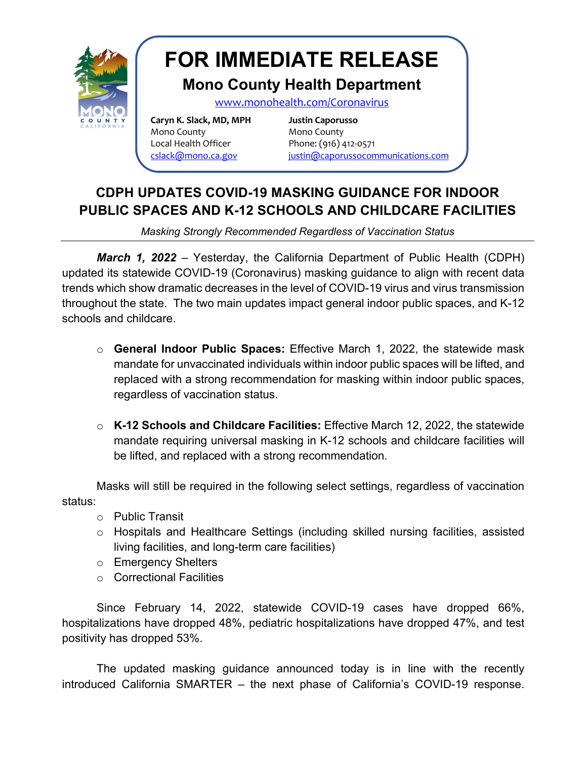# FOR IMMEDIATE RELEASE

## Mono County Health Department

www.monohealth.com/Coronavirus

**Caryn K. Slack, MD, MPH**
Mono County
Local Health Officer
cslack@mono.ca.gov

**Justin Caporusso**
Mono County
Phone: (916) 412-0571
justin@caporussocommunications.com

## CDPH UPDATES COVID-19 MASKING GUIDANCE FOR INDOOR PUBLIC SPACES AND K-12 SCHOOLS AND CHILDCARE FACILITIES

*Masking Strongly Recommended Regardless of Vaccination Status*

***March 1, 2022*** – Yesterday, the California Department of Public Health (CDPH) updated its statewide COVID-19 (Coronavirus) masking guidance to align with recent data trends which show dramatic decreases in the level of COVID-19 virus and virus transmission throughout the state. The two main updates impact general indoor public spaces, and K-12 schools and childcare.

- **General Indoor Public Spaces:** Effective March 1, 2022, the statewide mask mandate for unvaccinated individuals within indoor public spaces will be lifted, and replaced with a strong recommendation for masking within indoor public spaces, regardless of vaccination status.

- **K-12 Schools and Childcare Facilities:** Effective March 12, 2022, the statewide mandate requiring universal masking in K-12 schools and childcare facilities will be lifted, and replaced with a strong recommendation.

Masks will still be required in the following select settings, regardless of vaccination status:

- Public Transit
- Hospitals and Healthcare Settings (including skilled nursing facilities, assisted living facilities, and long-term care facilities)
- Emergency Shelters
- Correctional Facilities

Since February 14, 2022, statewide COVID-19 cases have dropped 66%, hospitalizations have dropped 48%, pediatric hospitalizations have dropped 47%, and test positivity has dropped 53%.

The updated masking guidance announced today is in line with the recently introduced California SMARTER – the next phase of California's COVID-19 response.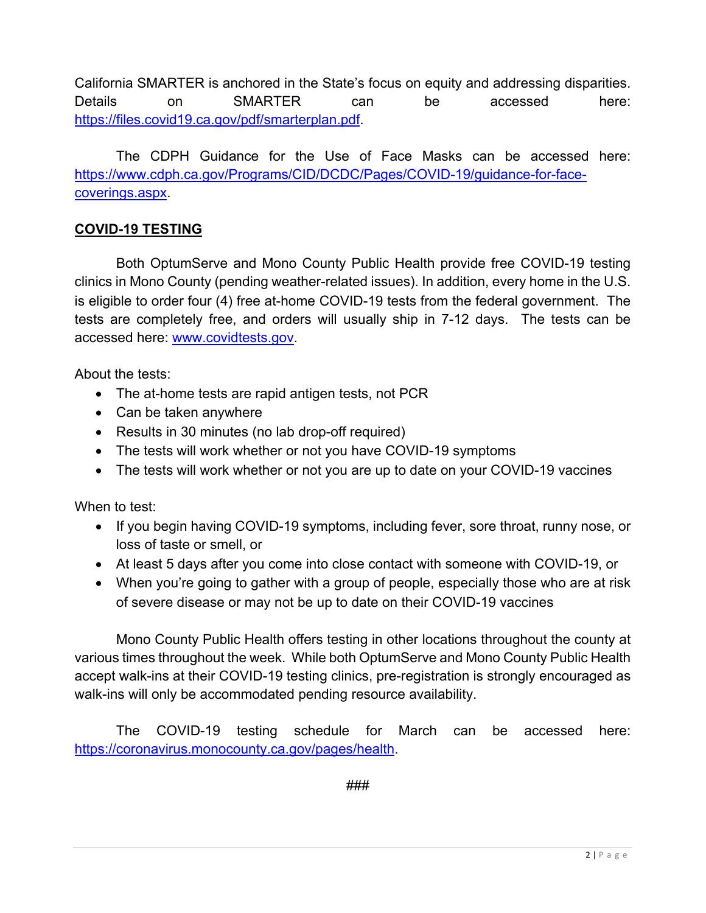California SMARTER is anchored in the State's focus on equity and addressing disparities. Details on SMARTER can be accessed here: https://files.covid19.ca.gov/pdf/smarterplan.pdf.

The CDPH Guidance for the Use of Face Masks can be accessed here: https://www.cdph.ca.gov/Programs/CID/DCDC/Pages/COVID-19/guidance-for-face-coverings.aspx.

## COVID-19 TESTING

Both OptumServe and Mono County Public Health provide free COVID-19 testing clinics in Mono County (pending weather-related issues). In addition, every home in the U.S. is eligible to order four (4) free at-home COVID-19 tests from the federal government. The tests are completely free, and orders will usually ship in 7-12 days. The tests can be accessed here: www.covidtests.gov.

About the tests:

- The at-home tests are rapid antigen tests, not PCR
- Can be taken anywhere
- Results in 30 minutes (no lab drop-off required)
- The tests will work whether or not you have COVID-19 symptoms
- The tests will work whether or not you are up to date on your COVID-19 vaccines

When to test:

- If you begin having COVID-19 symptoms, including fever, sore throat, runny nose, or loss of taste or smell, or
- At least 5 days after you come into close contact with someone with COVID-19, or
- When you're going to gather with a group of people, especially those who are at risk of severe disease or may not be up to date on their COVID-19 vaccines

Mono County Public Health offers testing in other locations throughout the county at various times throughout the week. While both OptumServe and Mono County Public Health accept walk-ins at their COVID-19 testing clinics, pre-registration is strongly encouraged as walk-ins will only be accommodated pending resource availability.

The COVID-19 testing schedule for March can be accessed here: https://coronavirus.monocounty.ca.gov/pages/health.

###